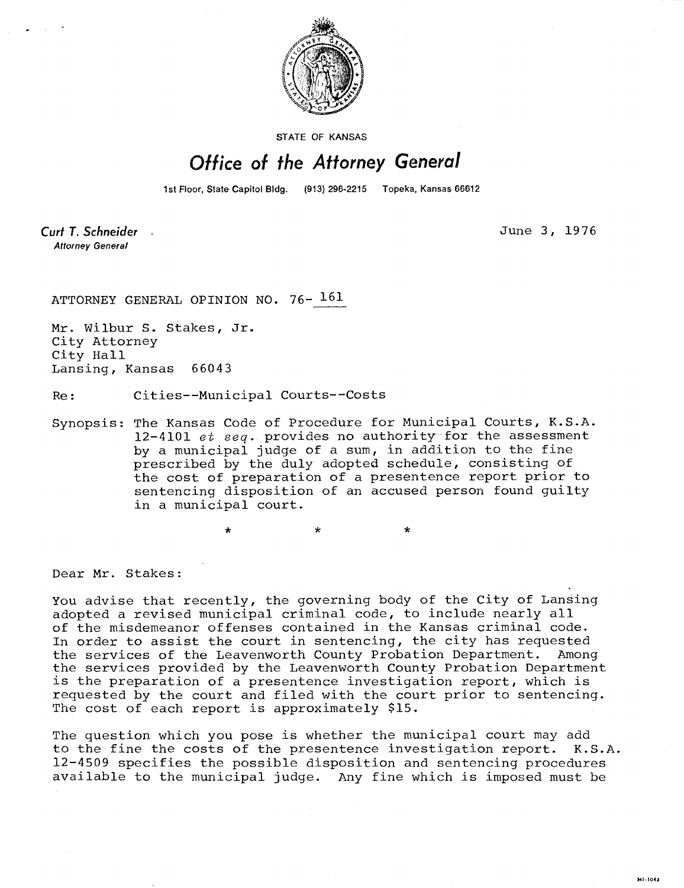STATE OF KANSAS

# Office of the Attorney General

1st Floor, State Capitol Bldg. (913) 296-2215 Topeka, Kansas 66612

**Curt T. Schneider**
*Attorney General*

June 3, 1976

ATTORNEY GENERAL OPINION NO. 76-161

Mr. Wilbur S. Stakes, Jr.
City Attorney
City Hall
Lansing, Kansas 66043

Re: Cities--Municipal Courts--Costs

Synopsis: The Kansas Code of Procedure for Municipal Courts, K.S.A. 12-4101 *et seq.* provides no authority for the assessment by a municipal judge of a sum, in addition to the fine prescribed by the duly adopted schedule, consisting of the cost of preparation of a presentence report prior to sentencing disposition of an accused person found guilty in a municipal court.

\* \* \*

Dear Mr. Stakes:

You advise that recently, the governing body of the City of Lansing adopted a revised municipal criminal code, to include nearly all of the misdemeanor offenses contained in the Kansas criminal code. In order to assist the court in sentencing, the city has requested the services of the Leavenworth County Probation Department. Among the services provided by the Leavenworth County Probation Department is the preparation of a presentence investigation report, which is requested by the court and filed with the court prior to sentencing. The cost of each report is approximately $15.

The question which you pose is whether the municipal court may add to the fine the costs of the presentence investigation report. K.S.A. 12-4509 specifies the possible disposition and sentencing procedures available to the municipal judge. Any fine which is imposed must be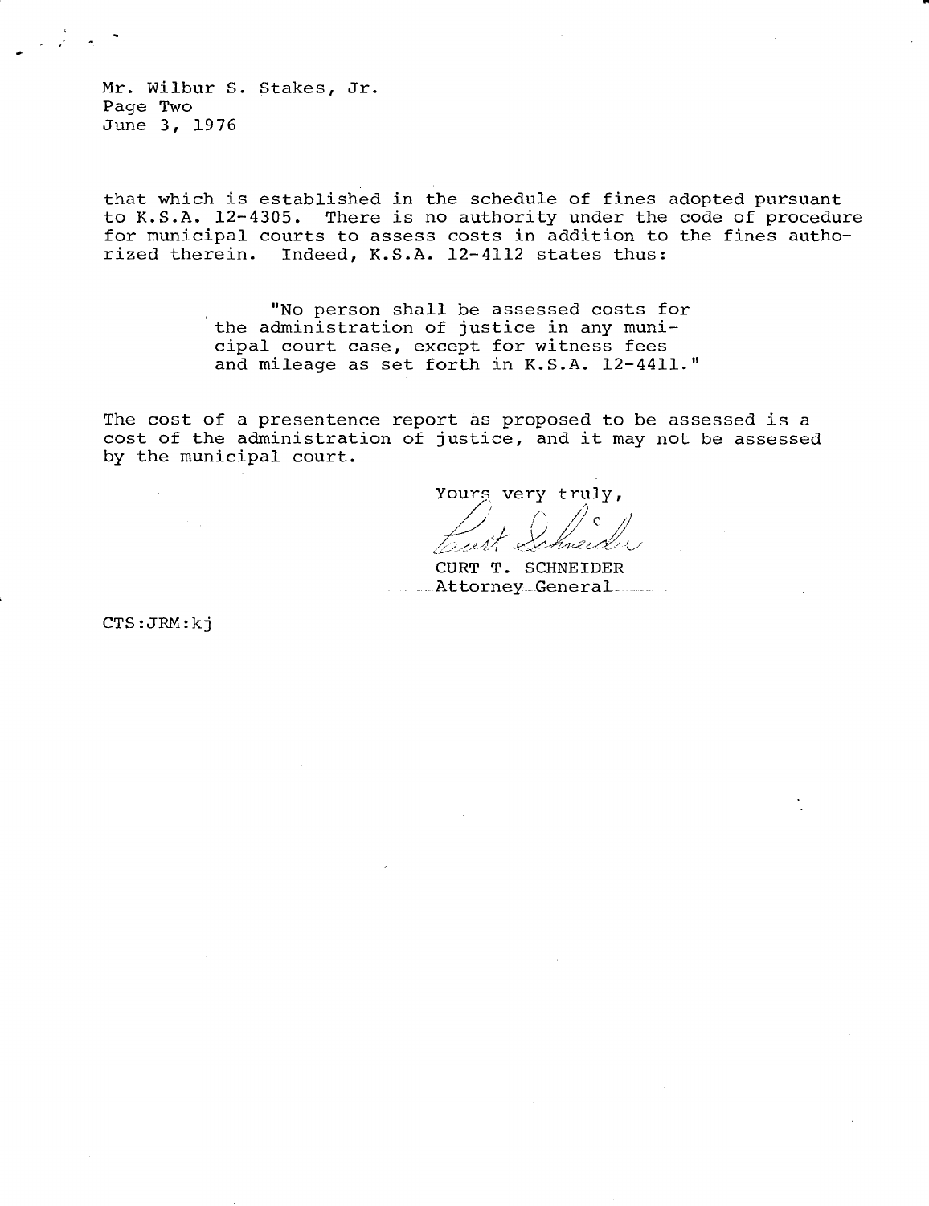Mr. Wilbur S. Stakes, Jr.
Page Two
June 3, 1976

that which is established in the schedule of fines adopted pursuant to K.S.A. 12-4305. There is no authority under the code of procedure for municipal courts to assess costs in addition to the fines authorized therein. Indeed, K.S.A. 12-4112 states thus:

> "No person shall be assessed costs for the administration of justice in any municipal court case, except for witness fees and mileage as set forth in K.S.A. 12-4411."

The cost of a presentence report as proposed to be assessed is a cost of the administration of justice, and it may not be assessed by the municipal court.

Yours very truly,

Curt Schneider

CURT T. SCHNEIDER
Attorney General

CTS:JRM:kj